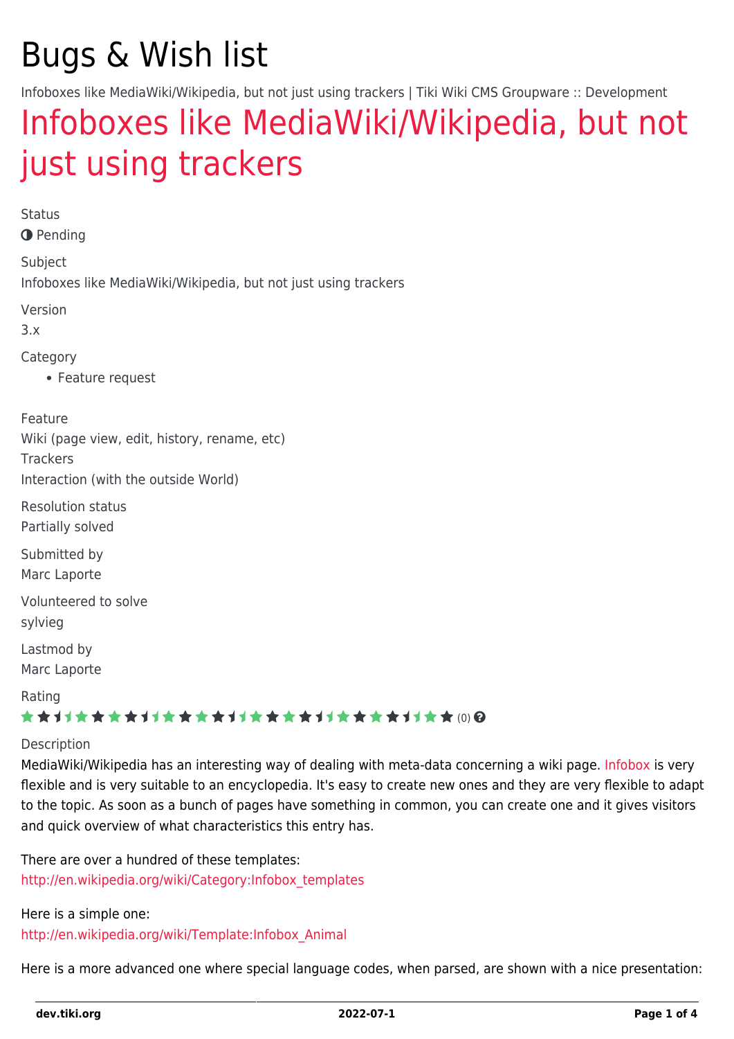# Bugs & Wish list

Infoboxes like MediaWiki/Wikipedia, but not just using trackers | Tiki Wiki CMS Groupware :: Development

## Infoboxes like MediaWiki/Wikipedia, but not just using trackers

Status
Pending

Subject
Infoboxes like MediaWiki/Wikipedia, but not just using trackers

Version
3.x

Category
- Feature request

Feature
Wiki (page view, edit, history, rename, etc)
Trackers
Interaction (with the outside World)

Resolution status
Partially solved

Submitted by
Marc Laporte

Volunteered to solve
sylvieg

Lastmod by
Marc Laporte

Rating
(0)

Description
MediaWiki/Wikipedia has an interesting way of dealing with meta-data concerning a wiki page. Infobox is very flexible and is very suitable to an encyclopedia. It's easy to create new ones and they are very flexible to adapt to the topic. As soon as a bunch of pages have something in common, you can create one and it gives visitors and quick overview of what characteristics this entry has.

There are over a hundred of these templates:
http://en.wikipedia.org/wiki/Category:Infobox_templates

Here is a simple one:
http://en.wikipedia.org/wiki/Template:Infobox_Animal

Here is a more advanced one where special language codes, when parsed, are shown with a nice presentation: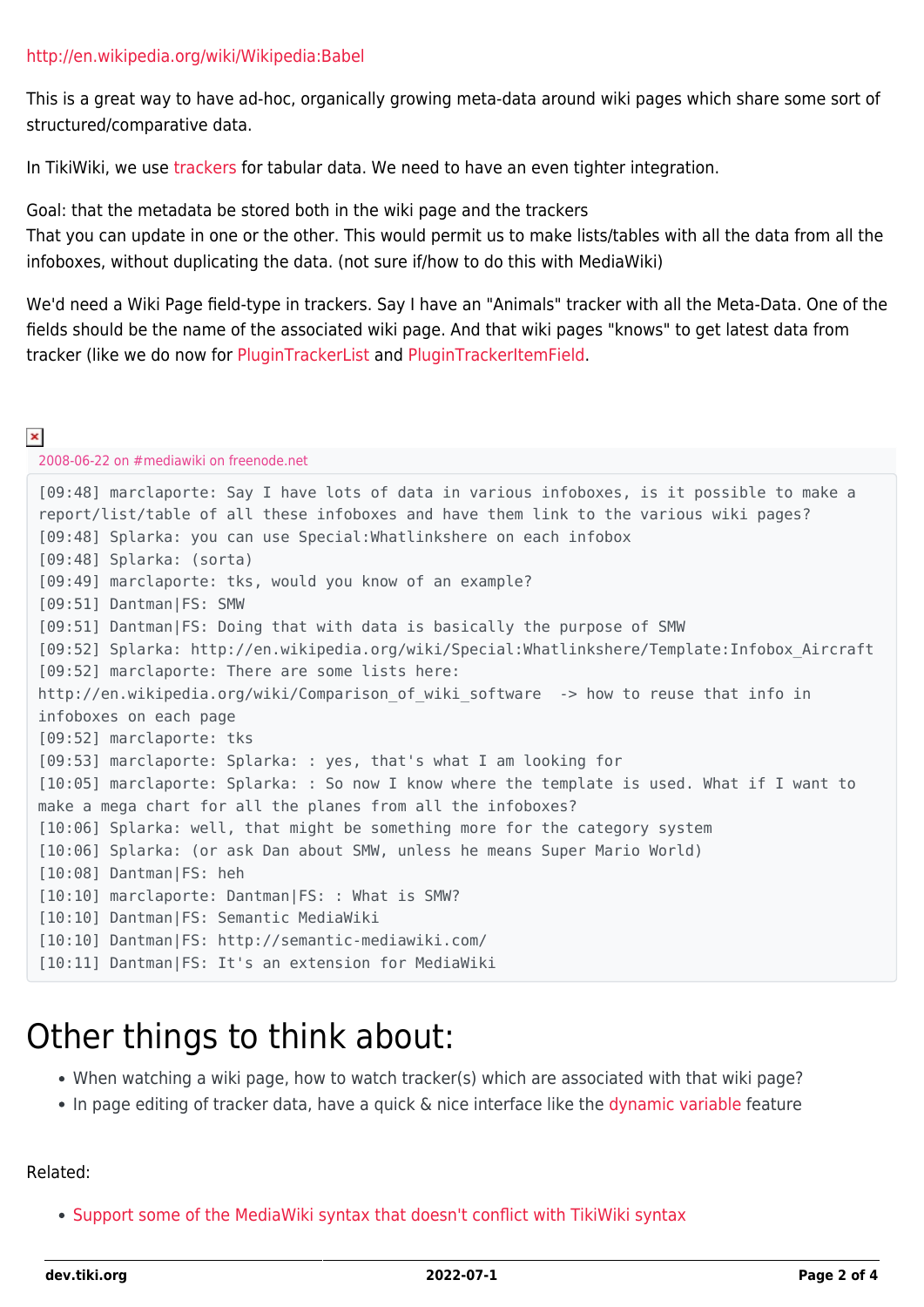http://en.wikipedia.org/wiki/Wikipedia:Babel

This is a great way to have ad-hoc, organically growing meta-data around wiki pages which share some sort of structured/comparative data.

In TikiWiki, we use trackers for tabular data. We need to have an even tighter integration.

Goal: that the metadata be stored both in the wiki page and the trackers
That you can update in one or the other. This would permit us to make lists/tables with all the data from all the infoboxes, without duplicating the data. (not sure if/how to do this with MediaWiki)

We'd need a Wiki Page field-type in trackers. Say I have an "Animals" tracker with all the Meta-Data. One of the fields should be the name of the associated wiki page. And that wiki pages "knows" to get latest data from tracker (like we do now for PluginTrackerList and PluginTrackerItemField.

2008-06-22 on #mediawiki on freenode.net

```
[09:48] marclaporte: Say I have lots of data in various infoboxes, is it possible to make a report/list/table of all these infoboxes and have them link to the various wiki pages?
[09:48] Splarka: you can use Special:Whatlinkshere on each infobox
[09:48] Splarka: (sorta)
[09:49] marclaporte: tks, would you know of an example?
[09:51] Dantman|FS: SMW
[09:51] Dantman|FS: Doing that with data is basically the purpose of SMW
[09:52] Splarka: http://en.wikipedia.org/wiki/Special:Whatlinkshere/Template:Infobox_Aircraft
[09:52] marclaporte: There are some lists here:
http://en.wikipedia.org/wiki/Comparison_of_wiki_software  -> how to reuse that info in infoboxes on each page
[09:52] marclaporte: tks
[09:53] marclaporte: Splarka: : yes, that's what I am looking for
[10:05] marclaporte: Splarka: : So now I know where the template is used. What if I want to make a mega chart for all the planes from all the infoboxes?
[10:06] Splarka: well, that might be something more for the category system
[10:06] Splarka: (or ask Dan about SMW, unless he means Super Mario World)
[10:08] Dantman|FS: heh
[10:10] marclaporte: Dantman|FS: : What is SMW?
[10:10] Dantman|FS: Semantic MediaWiki
[10:10] Dantman|FS: http://semantic-mediawiki.com/
[10:11] Dantman|FS: It's an extension for MediaWiki
```

# Other things to think about:

- When watching a wiki page, how to watch tracker(s) which are associated with that wiki page?
- In page editing of tracker data, have a quick & nice interface like the dynamic variable feature

Related:

- Support some of the MediaWiki syntax that doesn't conflict with TikiWiki syntax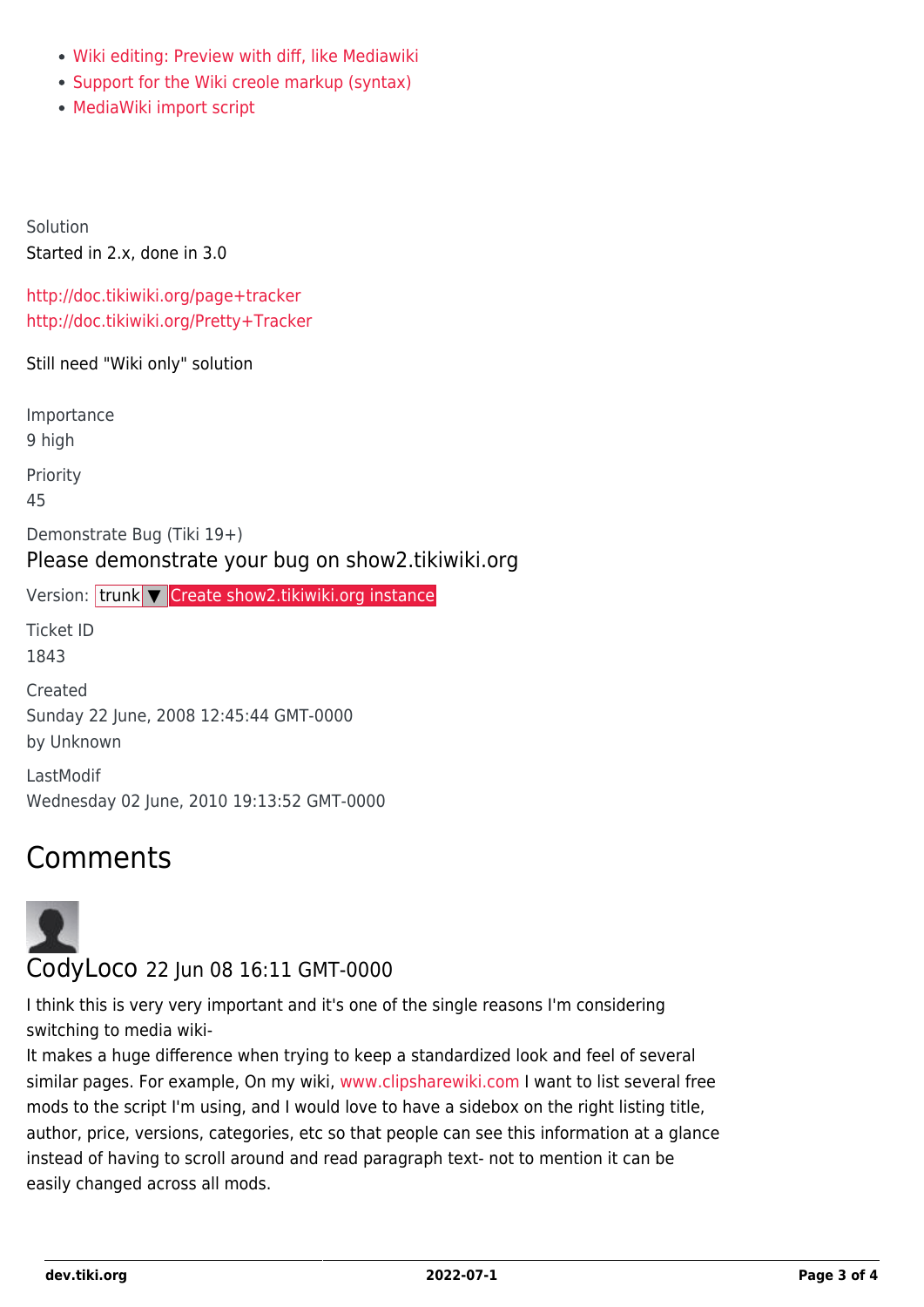- Wiki editing: Preview with diff, like Mediawiki
- Support for the Wiki creole markup (syntax)
- MediaWiki import script

Solution

Started in 2.x, done in 3.0

http://doc.tikiwiki.org/page+tracker
http://doc.tikiwiki.org/Pretty+Tracker

Still need "Wiki only" solution

Importance

9 high

Priority

45

Demonstrate Bug (Tiki 19+)

Please demonstrate your bug on show2.tikiwiki.org

Version: trunk ▼ Create show2.tikiwiki.org instance

Ticket ID

1843

Created

Sunday 22 June, 2008 12:45:44 GMT-0000
by Unknown

LastModif

Wednesday 02 June, 2010 19:13:52 GMT-0000

## Comments

### CodyLoco 22 Jun 08 16:11 GMT-0000

I think this is very very important and it's one of the single reasons I'm considering switching to media wiki-
It makes a huge difference when trying to keep a standardized look and feel of several similar pages. For example, On my wiki, www.clipsharewiki.com I want to list several free mods to the script I'm using, and I would love to have a sidebox on the right listing title, author, price, versions, categories, etc so that people can see this information at a glance instead of having to scroll around and read paragraph text- not to mention it can be easily changed across all mods.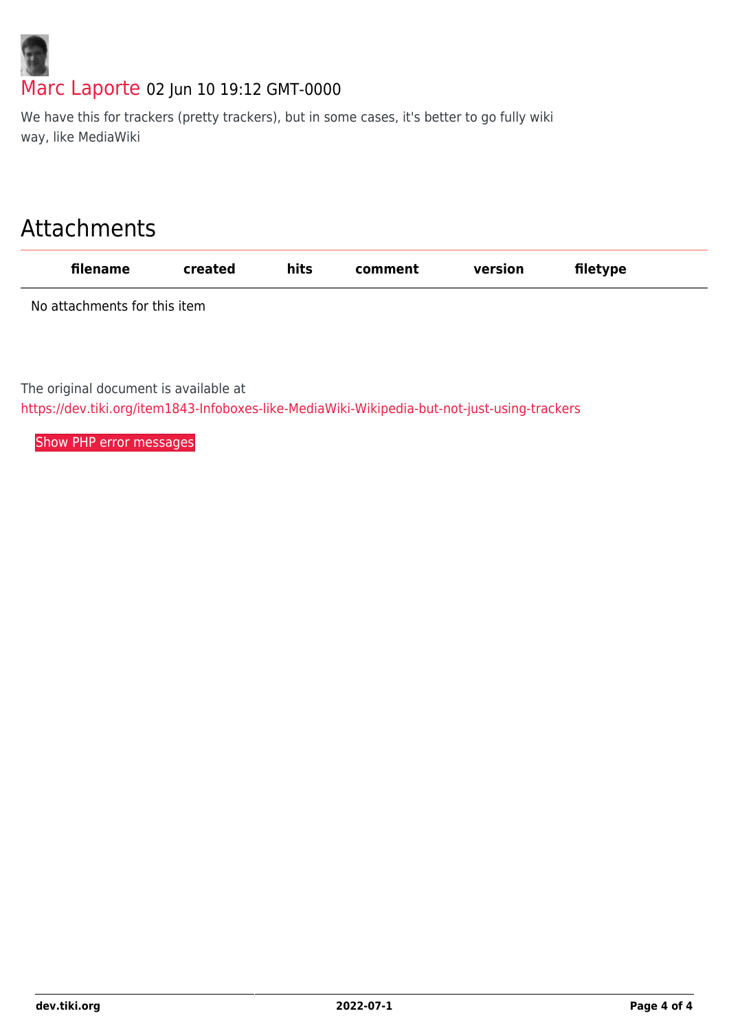Marc Laporte 02 Jun 10 19:12 GMT-0000

We have this for trackers (pretty trackers), but in some cases, it's better to go fully wiki way, like MediaWiki

## Attachments

| filename | created | hits | comment | version | filetype |
| --- | --- | --- | --- | --- | --- |
| No attachments for this item | | | | | |

The original document is available at https://dev.tiki.org/item1843-Infoboxes-like-MediaWiki-Wikipedia-but-not-just-using-trackers

Show PHP error messages